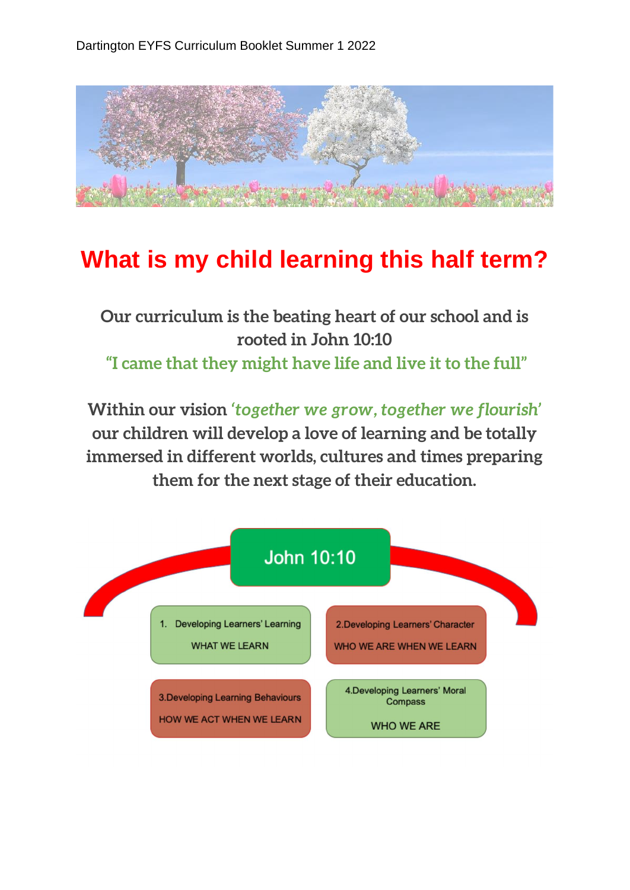Dartington EYFS Curriculum Booklet Summer 1 2022

# What is my child learning this half term?

**Our curriculum is the beating heart of our school and is rooted in John 10:10**
**"I came that they might have life and live it to the full"**

**Within our vision *'together we grow, together we flourish'* our children will develop a love of learning and be totally immersed in different worlds, cultures and times preparing them for the next stage of their education.**

John 10:10

1. Developing Learners' Learning
   WHAT WE LEARN

2. Developing Learners' Character
   WHO WE ARE WHEN WE LEARN

3. Developing Learning Behaviours
   HOW WE ACT WHEN WE LEARN

4. Developing Learners' Moral Compass
   WHO WE ARE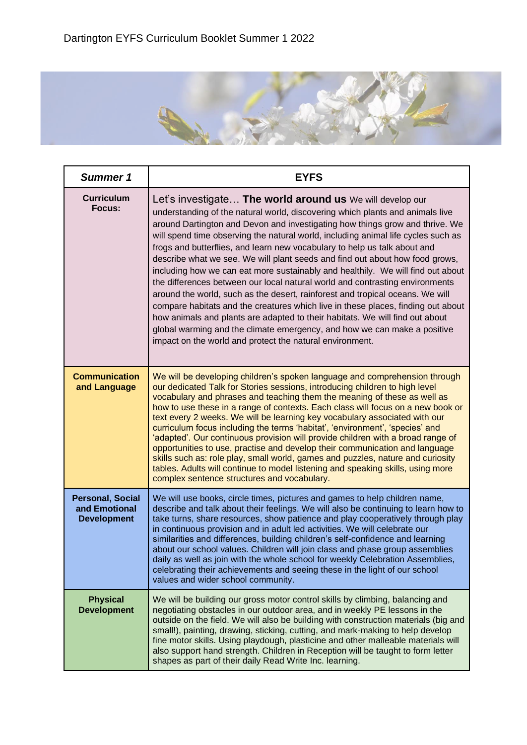Dartington EYFS Curriculum Booklet Summer 1 2022

| *Summer 1* | EYFS |
|---|---|
| **Curriculum Focus:** | Let's investigate… **The world around us** We will develop our understanding of the natural world, discovering which plants and animals live around Dartington and Devon and investigating how things grow and thrive. We will spend time observing the natural world, including animal life cycles such as frogs and butterflies, and learn new vocabulary to help us talk about and describe what we see. We will plant seeds and find out about how food grows, including how we can eat more sustainably and healthily. We will find out about the differences between our local natural world and contrasting environments around the world, such as the desert, rainforest and tropical oceans. We will compare habitats and the creatures which live in these places, finding out about how animals and plants are adapted to their habitats. We will find out about global warming and the climate emergency, and how we can make a positive impact on the world and protect the natural environment. |
| **Communication and Language** | We will be developing children's spoken language and comprehension through our dedicated Talk for Stories sessions, introducing children to high level vocabulary and phrases and teaching them the meaning of these as well as how to use these in a range of contexts. Each class will focus on a new book or text every 2 weeks. We will be learning key vocabulary associated with our curriculum focus including the terms 'habitat', 'environment', 'species' and 'adapted'. Our continuous provision will provide children with a broad range of opportunities to use, practise and develop their communication and language skills such as: role play, small world, games and puzzles, nature and curiosity tables. Adults will continue to model listening and speaking skills, using more complex sentence structures and vocabulary. |
| **Personal, Social and Emotional Development** | We will use books, circle times, pictures and games to help children name, describe and talk about their feelings. We will also be continuing to learn how to take turns, share resources, show patience and play cooperatively through play in continuous provision and in adult led activities. We will celebrate our similarities and differences, building children's self-confidence and learning about our school values. Children will join class and phase group assemblies daily as well as join with the whole school for weekly Celebration Assemblies, celebrating their achievements and seeing these in the light of our school values and wider school community. |
| **Physical Development** | We will be building our gross motor control skills by climbing, balancing and negotiating obstacles in our outdoor area, and in weekly PE lessons in the outside on the field. We will also be building with construction materials (big and small!), painting, drawing, sticking, cutting, and mark-making to help develop fine motor skills. Using playdough, plasticine and other malleable materials will also support hand strength. Children in Reception will be taught to form letter shapes as part of their daily Read Write Inc. learning. |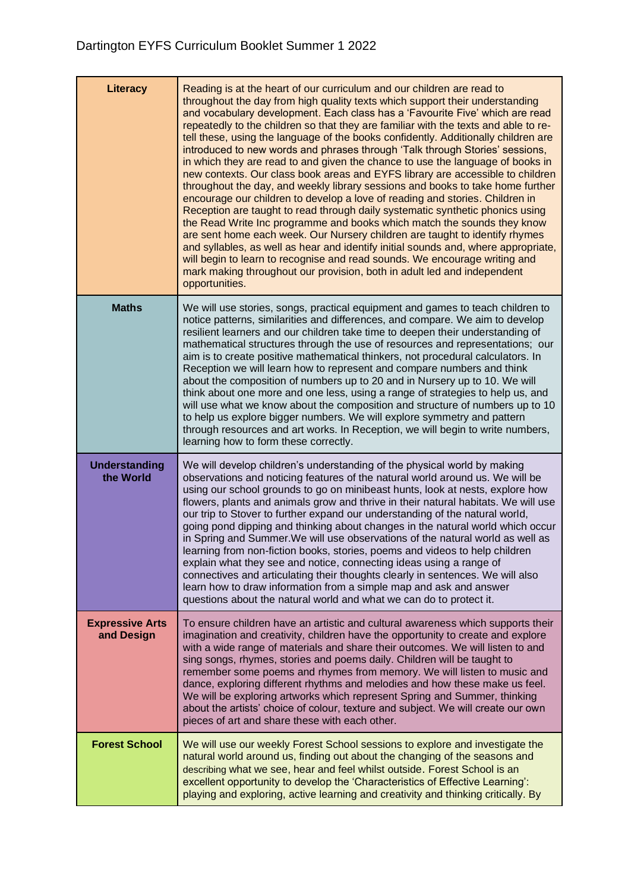| | |
|---|---|
| **Literacy** | Reading is at the heart of our curriculum and our children are read to throughout the day from high quality texts which support their understanding and vocabulary development. Each class has a 'Favourite Five' which are read repeatedly to the children so that they are familiar with the texts and able to re-tell these, using the language of the books confidently. Additionally children are introduced to new words and phrases through 'Talk through Stories' sessions, in which they are read to and given the chance to use the language of books in new contexts. Our class book areas and EYFS library are accessible to children throughout the day, and weekly library sessions and books to take home further encourage our children to develop a love of reading and stories. Children in Reception are taught to read through daily systematic synthetic phonics using the Read Write Inc programme and books which match the sounds they know are sent home each week. Our Nursery children are taught to identify rhymes and syllables, as well as hear and identify initial sounds and, where appropriate, will begin to learn to recognise and read sounds. We encourage writing and mark making throughout our provision, both in adult led and independent opportunities. |
| **Maths** | We will use stories, songs, practical equipment and games to teach children to notice patterns, similarities and differences, and compare. We aim to develop resilient learners and our children take time to deepen their understanding of mathematical structures through the use of resources and representations; our aim is to create positive mathematical thinkers, not procedural calculators. In Reception we will learn how to represent and compare numbers and think about the composition of numbers up to 20 and in Nursery up to 10. We will think about one more and one less, using a range of strategies to help us, and will use what we know about the composition and structure of numbers up to 10 to help us explore bigger numbers. We will explore symmetry and pattern through resources and art works. In Reception, we will begin to write numbers, learning how to form these correctly. |
| **Understanding the World** | We will develop children's understanding of the physical world by making observations and noticing features of the natural world around us. We will be using our school grounds to go on minibeast hunts, look at nests, explore how flowers, plants and animals grow and thrive in their natural habitats. We will use our trip to Stover to further expand our understanding of the natural world, going pond dipping and thinking about changes in the natural world which occur in Spring and Summer.We will use observations of the natural world as well as learning from non-fiction books, stories, poems and videos to help children explain what they see and notice, connecting ideas using a range of connectives and articulating their thoughts clearly in sentences. We will also learn how to draw information from a simple map and ask and answer questions about the natural world and what we can do to protect it. |
| **Expressive Arts and Design** | To ensure children have an artistic and cultural awareness which supports their imagination and creativity, children have the opportunity to create and explore with a wide range of materials and share their outcomes. We will listen to and sing songs, rhymes, stories and poems daily. Children will be taught to remember some poems and rhymes from memory. We will listen to music and dance, exploring different rhythms and melodies and how these make us feel. We will be exploring artworks which represent Spring and Summer, thinking about the artists' choice of colour, texture and subject. We will create our own pieces of art and share these with each other. |
| **Forest School** | We will use our weekly Forest School sessions to explore and investigate the natural world around us, finding out about the changing of the seasons and describing what we see, hear and feel whilst outside. Forest School is an excellent opportunity to develop the 'Characteristics of Effective Learning': playing and exploring, active learning and creativity and thinking critically. By |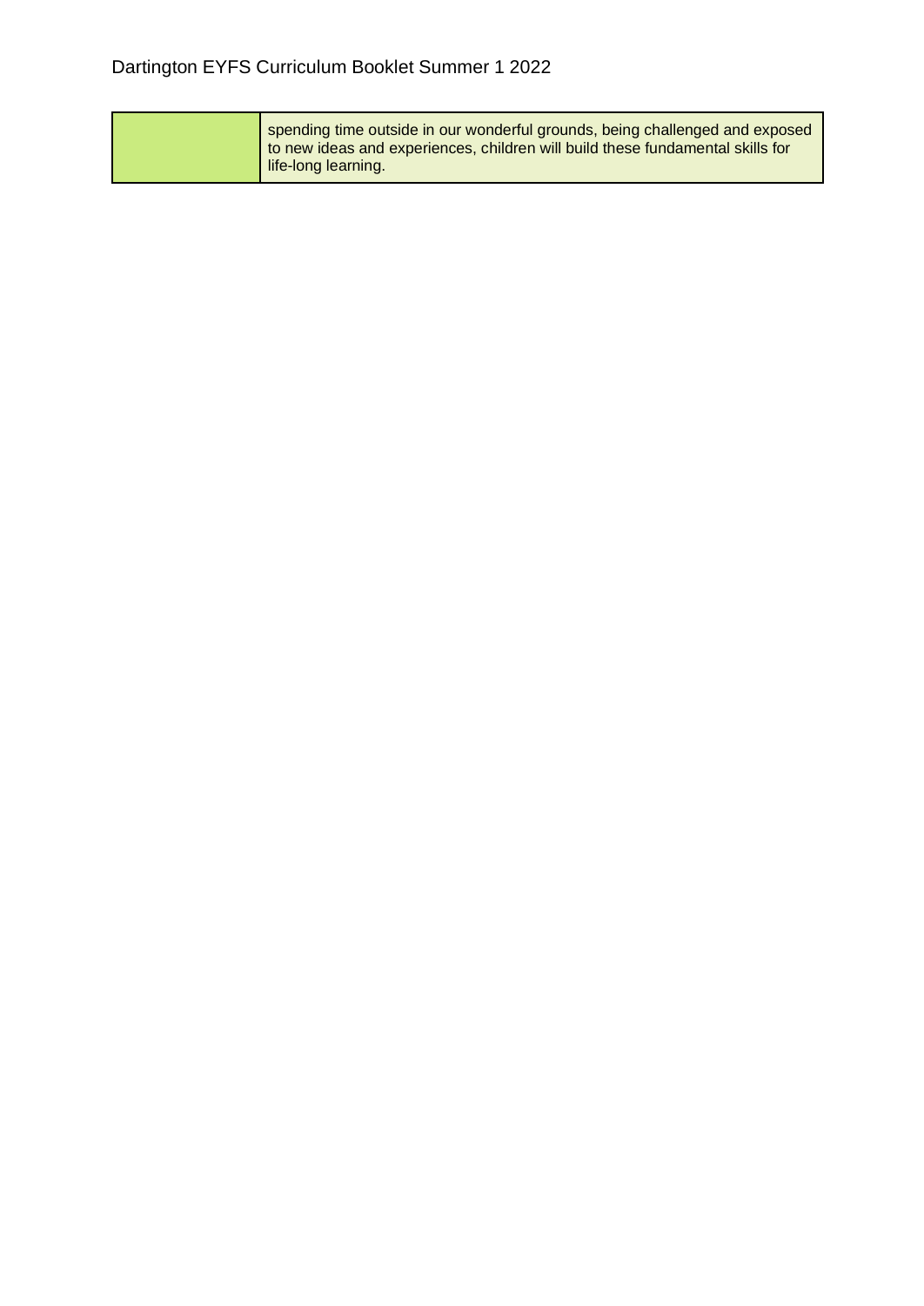| | |
|---|---|
| | spending time outside in our wonderful grounds, being challenged and exposed to new ideas and experiences, children will build these fundamental skills for life-long learning. |